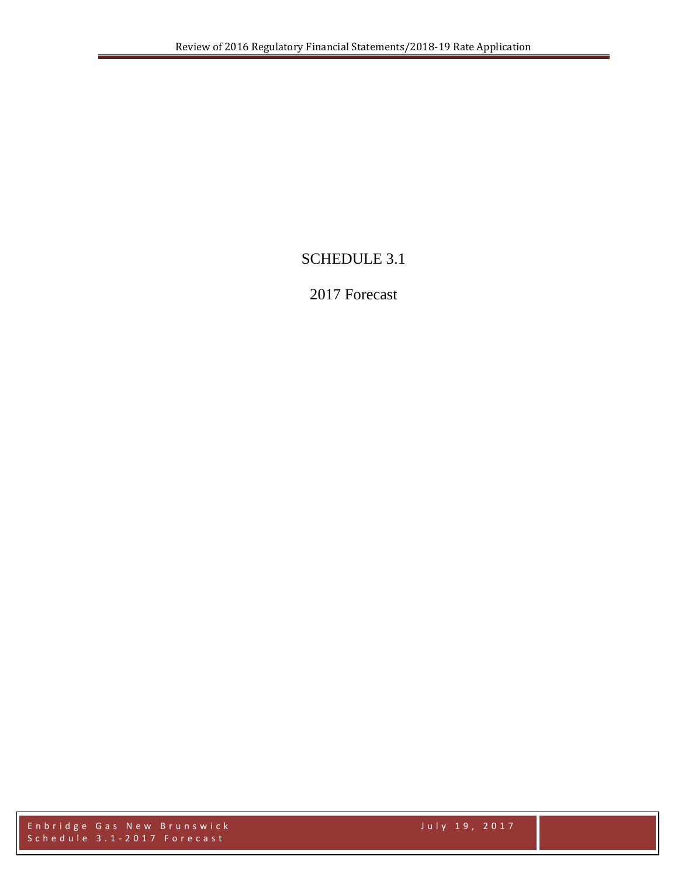# SCHEDULE 3.1

## 2017 Forecast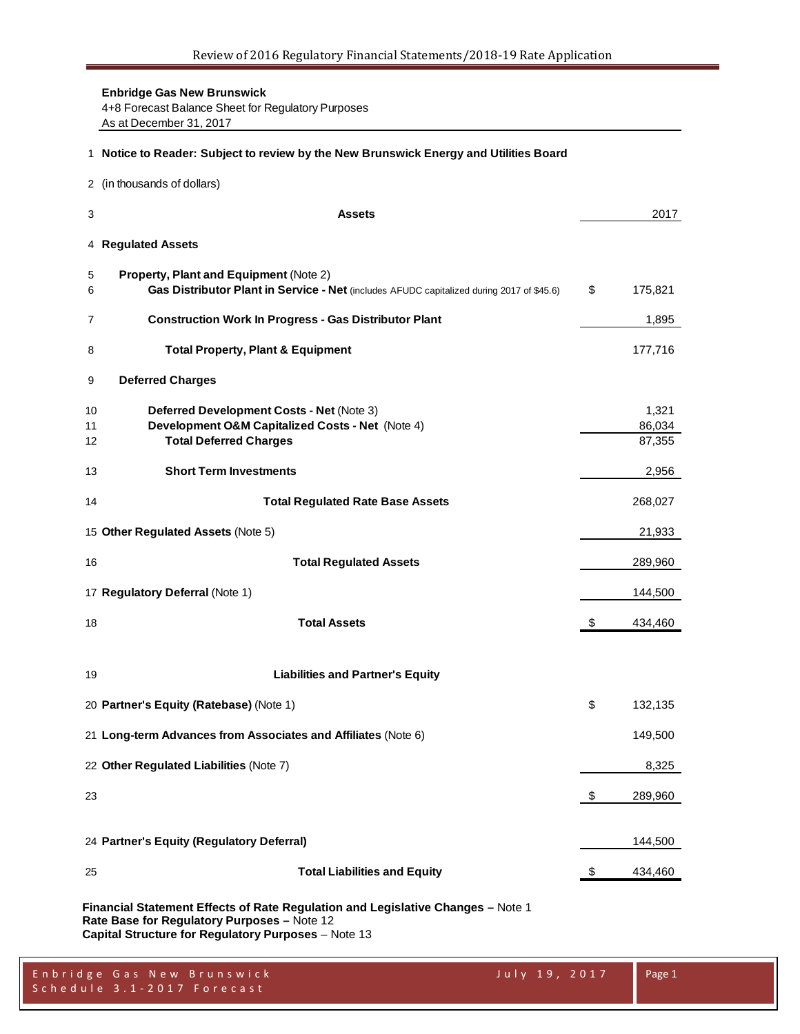**Enbridge Gas New Brunswick**
4+8 Forecast Balance Sheet for Regulatory Purposes
As at December 31, 2017

| # | | | 2017 |
|---|---|---|---|
| 1 | **Notice to Reader: Subject to review by the New Brunswick Energy and Utilities Board** | | |
| 2 | (in thousands of dollars) | | |
| 3 | **Assets** | | 2017 |
| 4 | **Regulated Assets** | | |
| 5 | **Property, Plant and Equipment** (Note 2) | | |
| 6 | **Gas Distributor Plant in Service - Net** (includes AFUDC capitalized during 2017 of $45.6) | $ | 175,821 |
| 7 | **Construction Work In Progress - Gas Distributor Plant** | | 1,895 |
| 8 | **Total Property, Plant & Equipment** | | 177,716 |
| 9 | **Deferred Charges** | | |
| 10 | **Deferred Development Costs - Net** (Note 3) | | 1,321 |
| 11 | **Development O&M Capitalized Costs - Net** (Note 4) | | 86,034 |
| 12 | **Total Deferred Charges** | | 87,355 |
| 13 | **Short Term Investments** | | 2,956 |
| 14 | **Total Regulated Rate Base Assets** | | 268,027 |
| 15 | **Other Regulated Assets** (Note 5) | | 21,933 |
| 16 | **Total Regulated Assets** | | 289,960 |
| 17 | **Regulatory Deferral** (Note 1) | | 144,500 |
| 18 | **Total Assets** | $ | 434,460 |
| 19 | **Liabilities and Partner's Equity** | | |
| 20 | **Partner's Equity (Ratebase)** (Note 1) | $ | 132,135 |
| 21 | **Long-term Advances from Associates and Affiliates** (Note 6) | | 149,500 |
| 22 | **Other Regulated Liabilities** (Note 7) | | 8,325 |
| 23 | | $ | 289,960 |
| 24 | **Partner's Equity (Regulatory Deferral)** | | 144,500 |
| 25 | **Total Liabilities and Equity** | $ | 434,460 |

**Financial Statement Effects of Rate Regulation and Legislative Changes –** Note 1
**Rate Base for Regulatory Purposes –** Note 12
**Capital Structure for Regulatory Purposes** – Note 13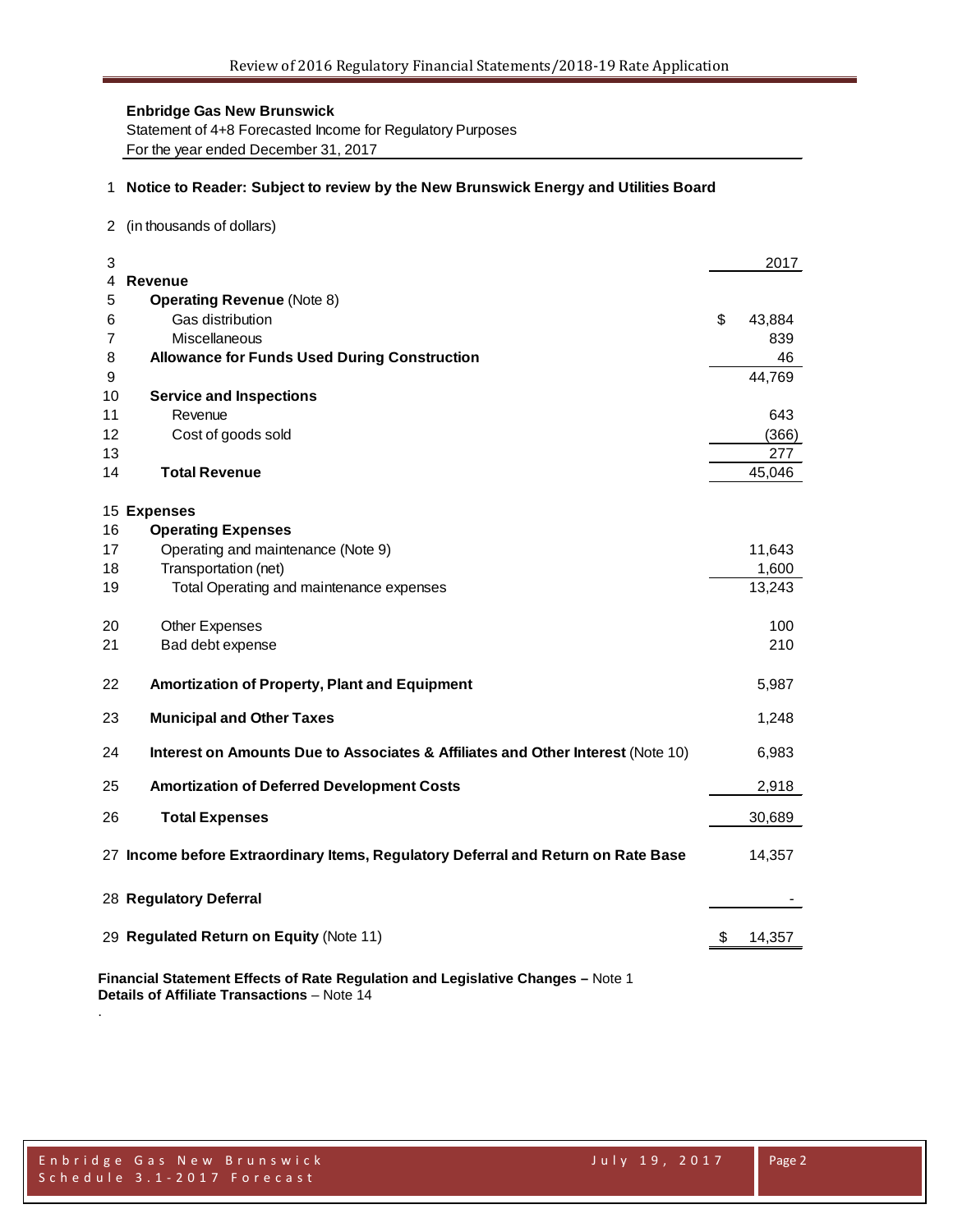**Enbridge Gas New Brunswick**

Statement of 4+8 Forecasted Income for Regulatory Purposes

For the year ended December 31, 2017

| Line | Description | 2017 |
|---|---|---|
| 1 | **Notice to Reader: Subject to review by the New Brunswick Energy and Utilities Board** | |
| 2 | (in thousands of dollars) | |
| 3 | | 2017 |
| 4 | **Revenue** | |
| 5 | **Operating Revenue** (Note 8) | |
| 6 | Gas distribution | $ 43,884 |
| 7 | Miscellaneous | 839 |
| 8 | **Allowance for Funds Used During Construction** | 46 |
| 9 | | 44,769 |
| 10 | **Service and Inspections** | |
| 11 | Revenue | 643 |
| 12 | Cost of goods sold | (366) |
| 13 | | 277 |
| 14 | **Total Revenue** | 45,046 |
| 15 | **Expenses** | |
| 16 | **Operating Expenses** | |
| 17 | Operating and maintenance (Note 9) | 11,643 |
| 18 | Transportation (net) | 1,600 |
| 19 | Total Operating and maintenance expenses | 13,243 |
| 20 | Other Expenses | 100 |
| 21 | Bad debt expense | 210 |
| 22 | **Amortization of Property, Plant and Equipment** | 5,987 |
| 23 | **Municipal and Other Taxes** | 1,248 |
| 24 | **Interest on Amounts Due to Associates & Affiliates and Other Interest** (Note 10) | 6,983 |
| 25 | **Amortization of Deferred Development Costs** | 2,918 |
| 26 | **Total Expenses** | 30,689 |
| 27 | **Income before Extraordinary Items, Regulatory Deferral and Return on Rate Base** | 14,357 |
| 28 | **Regulatory Deferral** | - |
| 29 | **Regulated Return on Equity** (Note 11) | $ 14,357 |

**Financial Statement Effects of Rate Regulation and Legislative Changes –** Note 1

**Details of Affiliate Transactions** – Note 14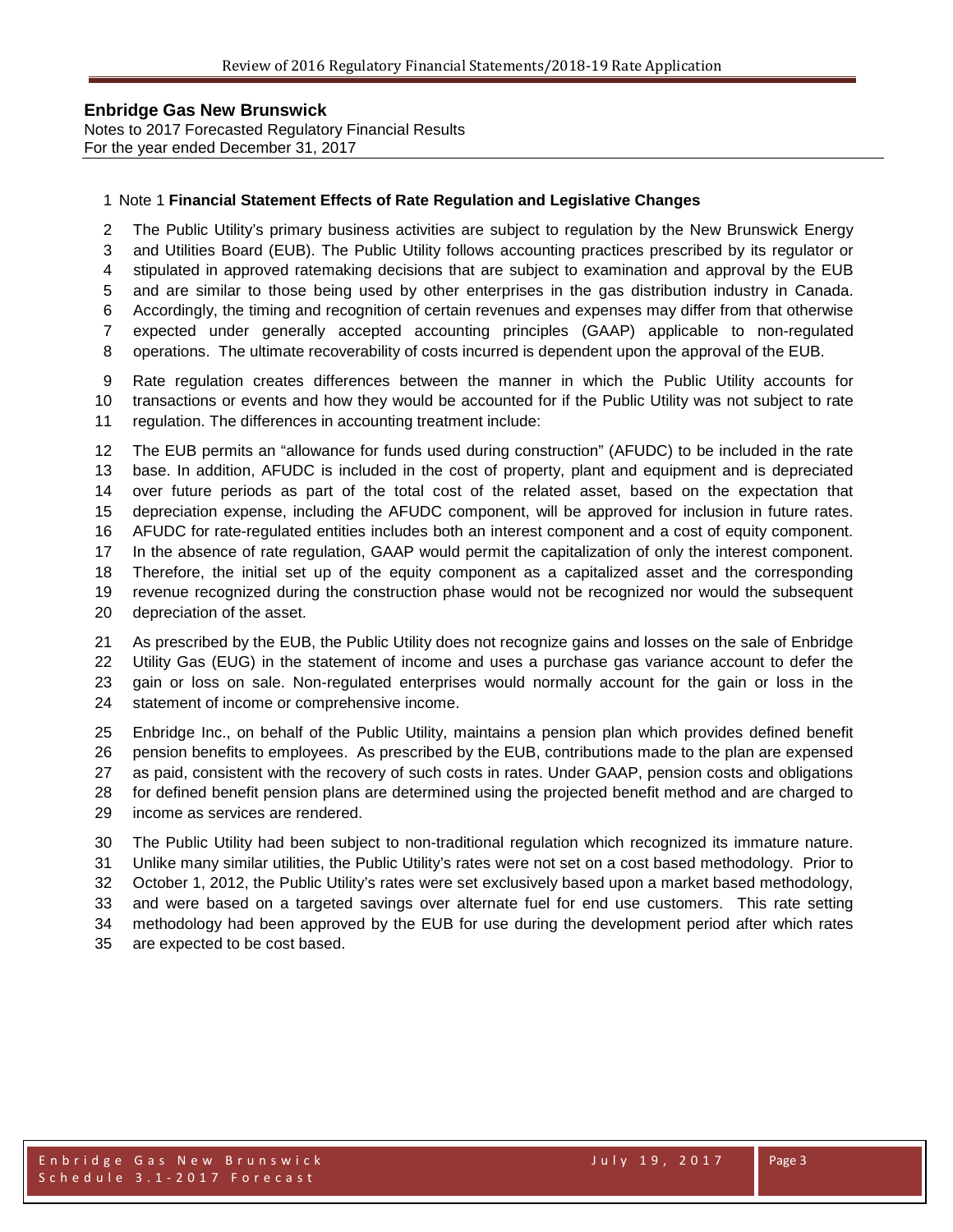**Enbridge Gas New Brunswick**
Notes to 2017 Forecasted Regulatory Financial Results
For the year ended December 31, 2017

## Note 1 **Financial Statement Effects of Rate Regulation and Legislative Changes**

The Public Utility's primary business activities are subject to regulation by the New Brunswick Energy and Utilities Board (EUB). The Public Utility follows accounting practices prescribed by its regulator or stipulated in approved ratemaking decisions that are subject to examination and approval by the EUB and are similar to those being used by other enterprises in the gas distribution industry in Canada. Accordingly, the timing and recognition of certain revenues and expenses may differ from that otherwise expected under generally accepted accounting principles (GAAP) applicable to non-regulated operations. The ultimate recoverability of costs incurred is dependent upon the approval of the EUB.

Rate regulation creates differences between the manner in which the Public Utility accounts for transactions or events and how they would be accounted for if the Public Utility was not subject to rate regulation. The differences in accounting treatment include:

The EUB permits an "allowance for funds used during construction" (AFUDC) to be included in the rate base. In addition, AFUDC is included in the cost of property, plant and equipment and is depreciated over future periods as part of the total cost of the related asset, based on the expectation that depreciation expense, including the AFUDC component, will be approved for inclusion in future rates. AFUDC for rate-regulated entities includes both an interest component and a cost of equity component. In the absence of rate regulation, GAAP would permit the capitalization of only the interest component. Therefore, the initial set up of the equity component as a capitalized asset and the corresponding revenue recognized during the construction phase would not be recognized nor would the subsequent depreciation of the asset.

As prescribed by the EUB, the Public Utility does not recognize gains and losses on the sale of Enbridge Utility Gas (EUG) in the statement of income and uses a purchase gas variance account to defer the gain or loss on sale. Non-regulated enterprises would normally account for the gain or loss in the statement of income or comprehensive income.

Enbridge Inc., on behalf of the Public Utility, maintains a pension plan which provides defined benefit pension benefits to employees. As prescribed by the EUB, contributions made to the plan are expensed as paid, consistent with the recovery of such costs in rates. Under GAAP, pension costs and obligations for defined benefit pension plans are determined using the projected benefit method and are charged to income as services are rendered.

The Public Utility had been subject to non-traditional regulation which recognized its immature nature. Unlike many similar utilities, the Public Utility's rates were not set on a cost based methodology. Prior to October 1, 2012, the Public Utility's rates were set exclusively based upon a market based methodology, and were based on a targeted savings over alternate fuel for end use customers. This rate setting methodology had been approved by the EUB for use during the development period after which rates are expected to be cost based.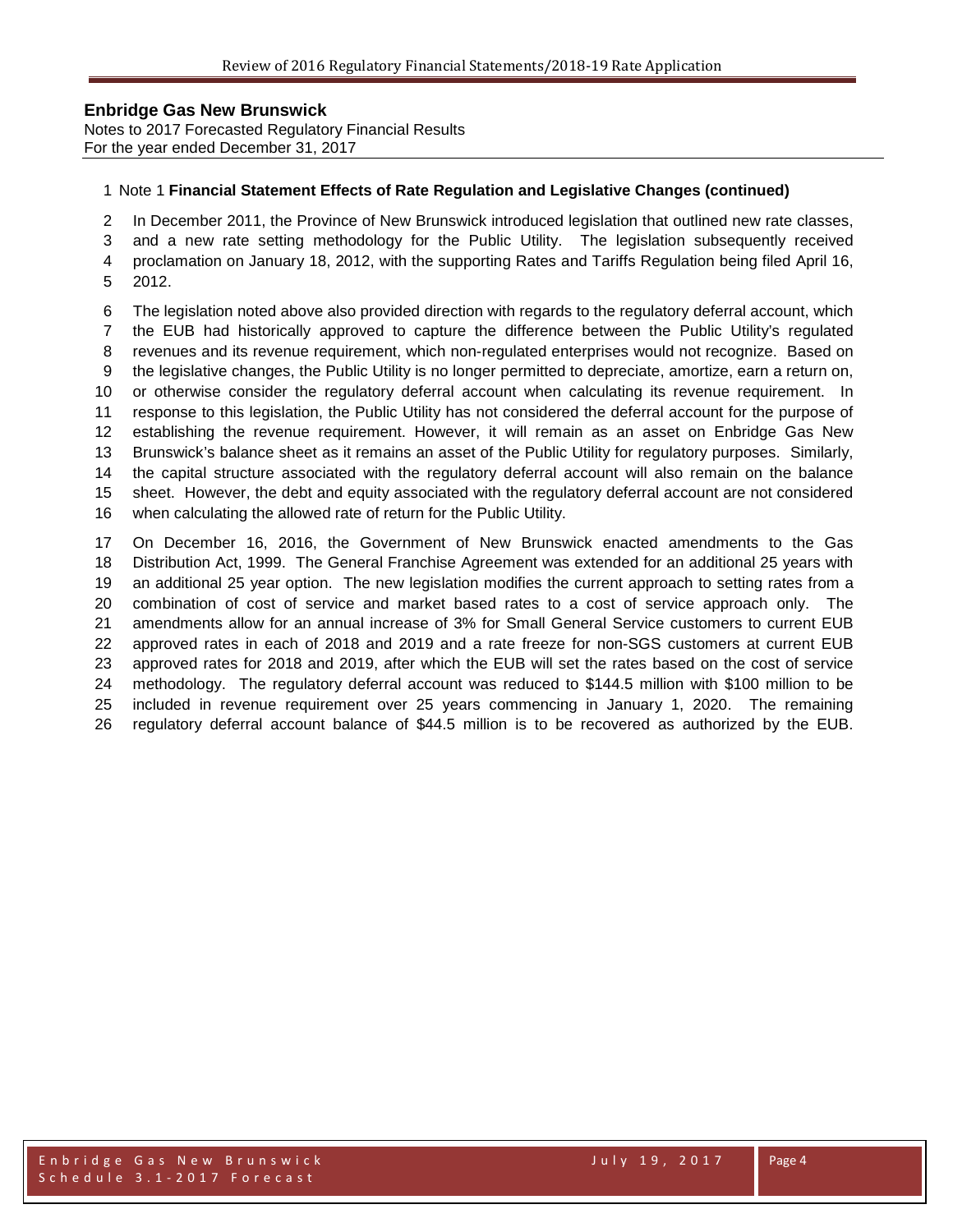**Enbridge Gas New Brunswick**
Notes to 2017 Forecasted Regulatory Financial Results
For the year ended December 31, 2017

Note 1 **Financial Statement Effects of Rate Regulation and Legislative Changes (continued)**

In December 2011, the Province of New Brunswick introduced legislation that outlined new rate classes, and a new rate setting methodology for the Public Utility. The legislation subsequently received proclamation on January 18, 2012, with the supporting Rates and Tariffs Regulation being filed April 16, 2012.

The legislation noted above also provided direction with regards to the regulatory deferral account, which the EUB had historically approved to capture the difference between the Public Utility's regulated revenues and its revenue requirement, which non-regulated enterprises would not recognize. Based on the legislative changes, the Public Utility is no longer permitted to depreciate, amortize, earn a return on, or otherwise consider the regulatory deferral account when calculating its revenue requirement. In response to this legislation, the Public Utility has not considered the deferral account for the purpose of establishing the revenue requirement. However, it will remain as an asset on Enbridge Gas New Brunswick's balance sheet as it remains an asset of the Public Utility for regulatory purposes. Similarly, the capital structure associated with the regulatory deferral account will also remain on the balance sheet. However, the debt and equity associated with the regulatory deferral account are not considered when calculating the allowed rate of return for the Public Utility.

On December 16, 2016, the Government of New Brunswick enacted amendments to the Gas Distribution Act, 1999. The General Franchise Agreement was extended for an additional 25 years with an additional 25 year option. The new legislation modifies the current approach to setting rates from a combination of cost of service and market based rates to a cost of service approach only. The amendments allow for an annual increase of 3% for Small General Service customers to current EUB approved rates in each of 2018 and 2019 and a rate freeze for non-SGS customers at current EUB approved rates for 2018 and 2019, after which the EUB will set the rates based on the cost of service methodology. The regulatory deferral account was reduced to $144.5 million with $100 million to be included in revenue requirement over 25 years commencing in January 1, 2020. The remaining regulatory deferral account balance of $44.5 million is to be recovered as authorized by the EUB.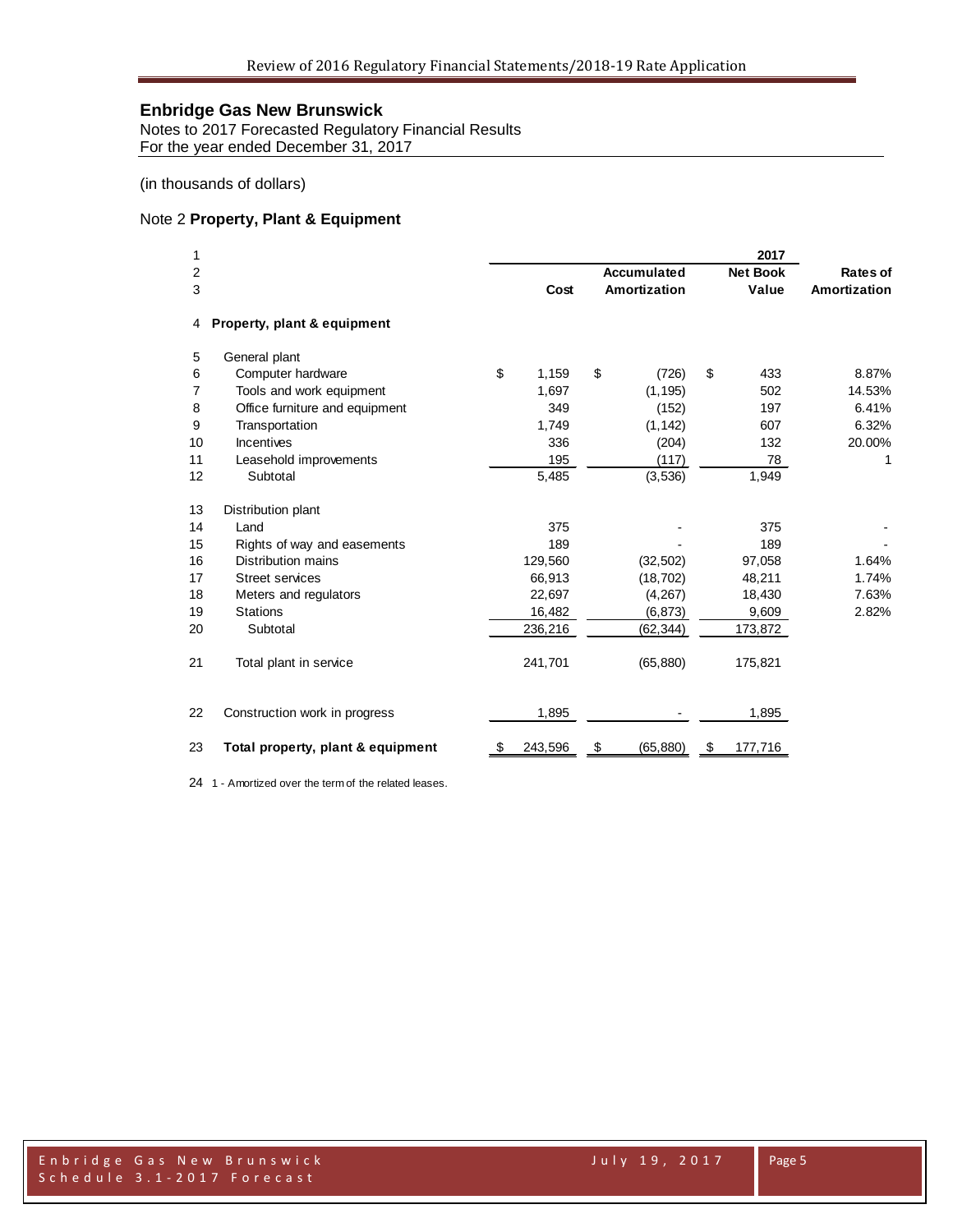# Enbridge Gas New Brunswick

Notes to 2017 Forecasted Regulatory Financial Results
For the year ended December 31, 2017

(in thousands of dollars)

## Note 2 **Property, Plant & Equipment**

| | | 2017 | | | |
|---|---|---|---|---|---|
| | | Cost | Accumulated Amortization | Net Book Value | Rates of Amortization |
| 4 | **Property, plant & equipment** | | | | |
| 5 | General plant | | | | |
| 6 | Computer hardware | $ 1,159 | $ (726) | $ 433 | 8.87% |
| 7 | Tools and work equipment | 1,697 | (1,195) | 502 | 14.53% |
| 8 | Office furniture and equipment | 349 | (152) | 197 | 6.41% |
| 9 | Transportation | 1,749 | (1,142) | 607 | 6.32% |
| 10 | Incentives | 336 | (204) | 132 | 20.00% |
| 11 | Leasehold improvements | 195 | (117) | 78 | 1 |
| 12 | Subtotal | 5,485 | (3,536) | 1,949 | |
| 13 | Distribution plant | | | | |
| 14 | Land | 375 | - | 375 | - |
| 15 | Rights of way and easements | 189 | - | 189 | - |
| 16 | Distribution mains | 129,560 | (32,502) | 97,058 | 1.64% |
| 17 | Street services | 66,913 | (18,702) | 48,211 | 1.74% |
| 18 | Meters and regulators | 22,697 | (4,267) | 18,430 | 7.63% |
| 19 | Stations | 16,482 | (6,873) | 9,609 | 2.82% |
| 20 | Subtotal | 236,216 | (62,344) | 173,872 | |
| 21 | Total plant in service | 241,701 | (65,880) | 175,821 | |
| 22 | Construction work in progress | 1,895 | - | 1,895 | |
| 23 | **Total property, plant & equipment** | $ 243,596 | $ (65,880) | $ 177,716 | |

24 1 - Amortized over the term of the related leases.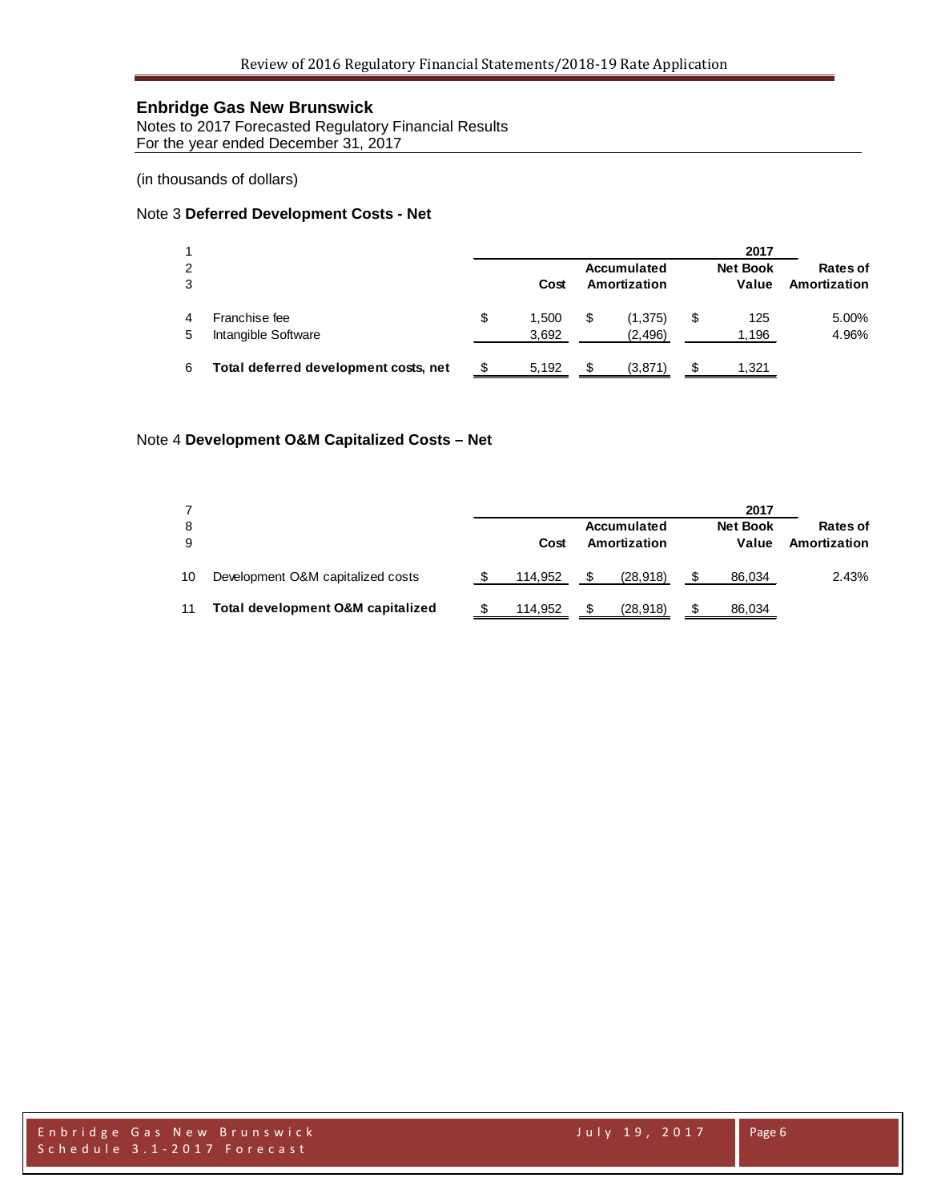# Enbridge Gas New Brunswick

Notes to 2017 Forecasted Regulatory Financial Results
For the year ended December 31, 2017

(in thousands of dollars)

## Note 3 **Deferred Development Costs - Net**

| | | | 2017 | |
|---|---|---|---|---|
| | Cost | Accumulated Amortization | Net Book Value | Rates of Amortization |
| Franchise fee | $ 1,500 | $ (1,375) | $ 125 | 5.00% |
| Intangible Software | 3,692 | (2,496) | 1,196 | 4.96% |
| **Total deferred development costs, net** | $ 5,192 | $ (3,871) | $ 1,321 | |

## Note 4 **Development O&M Capitalized Costs – Net**

| | | | 2017 | |
|---|---|---|---|---|
| | Cost | Accumulated Amortization | Net Book Value | Rates of Amortization |
| Development O&M capitalized costs | $ 114,952 | $ (28,918) | $ 86,034 | 2.43% |
| **Total development O&M capitalized** | $ 114,952 | $ (28,918) | $ 86,034 | |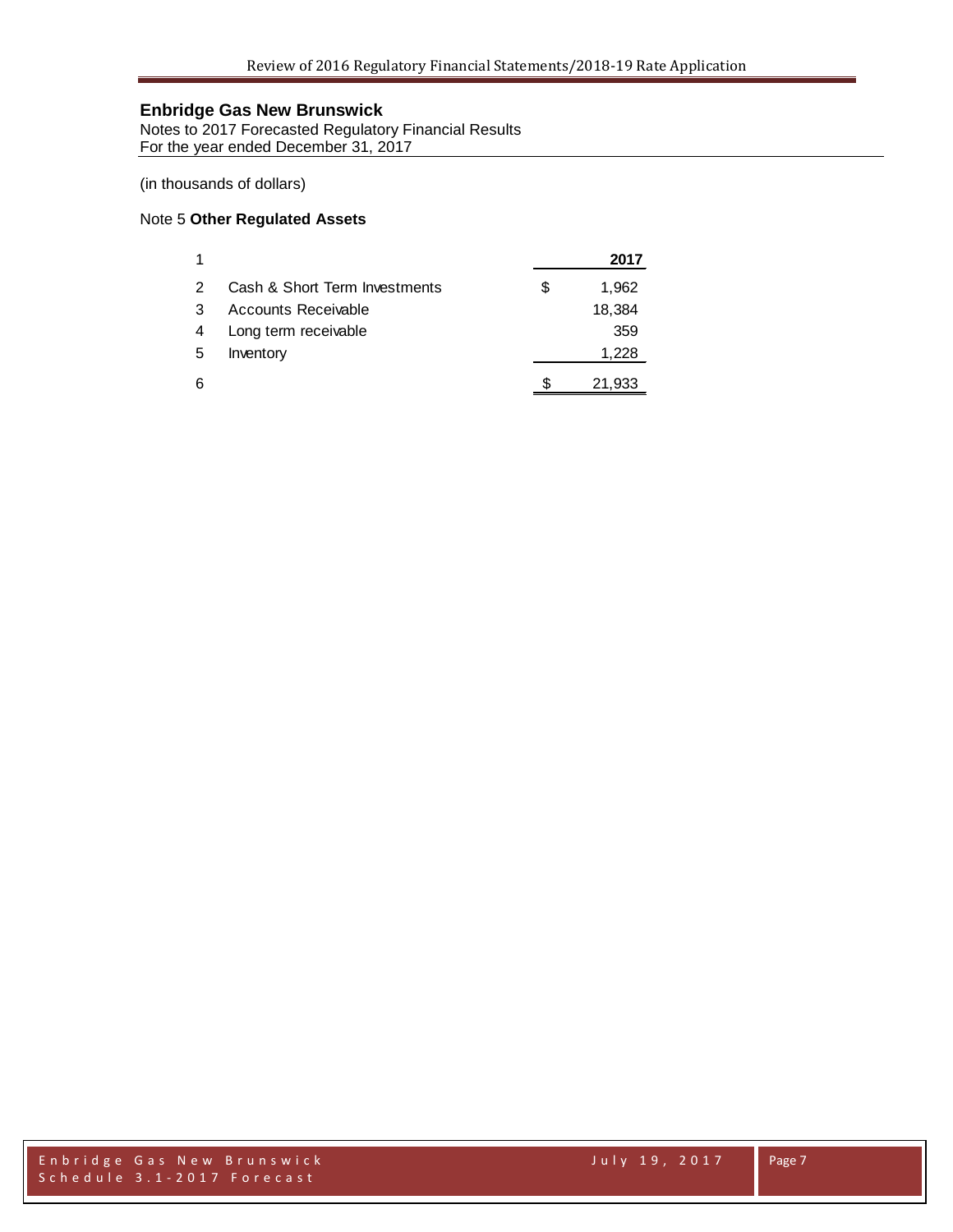## Enbridge Gas New Brunswick

Notes to 2017 Forecasted Regulatory Financial Results
For the year ended December 31, 2017

(in thousands of dollars)

### Note 5 **Other Regulated Assets**

| 1 | | | **2017** |
|---|---|---|---|
| 2 | Cash & Short Term Investments | $ | 1,962 |
| 3 | Accounts Receivable | | 18,384 |
| 4 | Long term receivable | | 359 |
| 5 | Inventory | | 1,228 |
| 6 | | $ | 21,933 |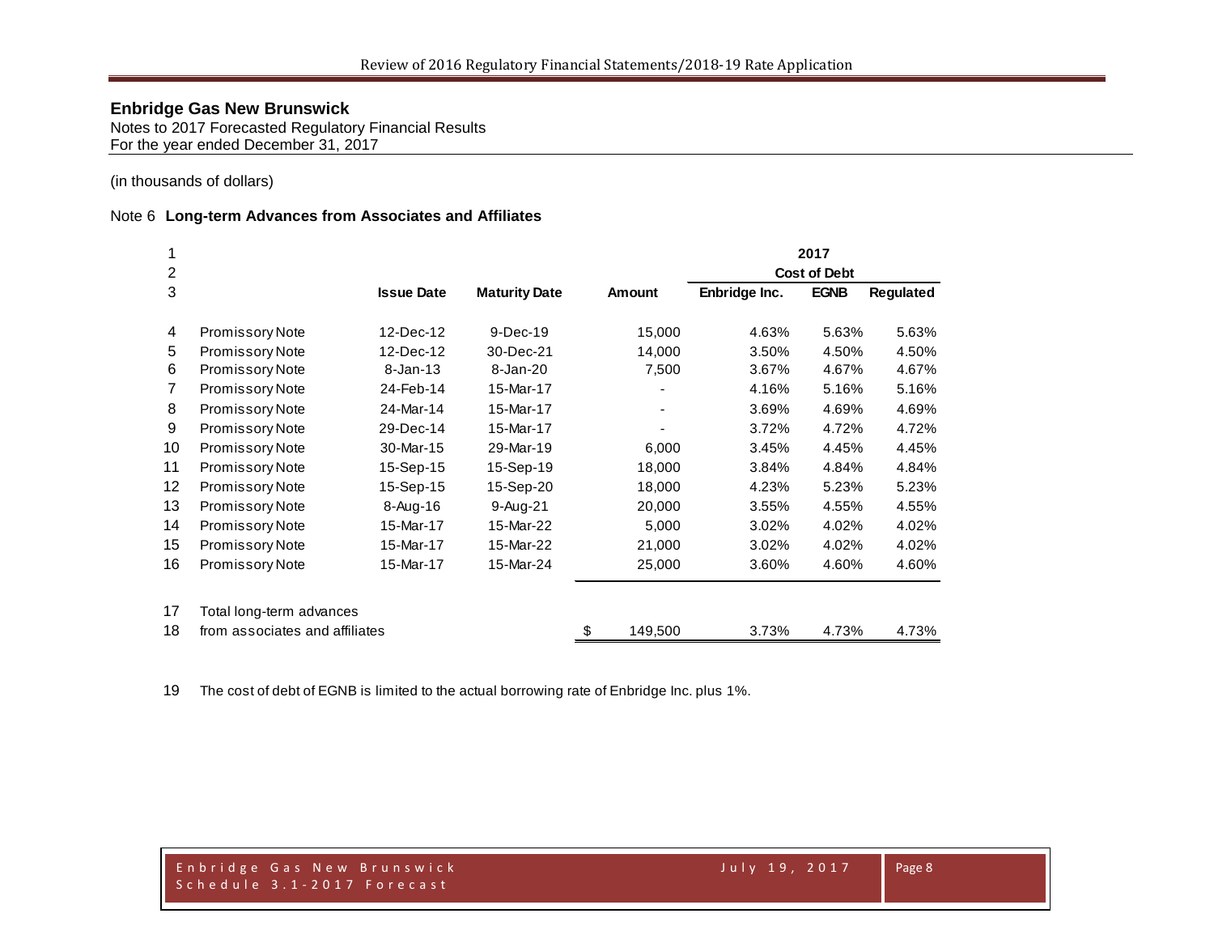## Enbridge Gas New Brunswick

Notes to 2017 Forecasted Regulatory Financial Results
For the year ended December 31, 2017

(in thousands of dollars)

Note 6 **Long-term Advances from Associates and Affiliates**

| Line | | Issue Date | Maturity Date | Amount | 2017 Cost of Debt | | |
|---|---|---|---|---|---|---|---|
| | | | | | Enbridge Inc. | EGNB | Regulated |
| 4 | Promissory Note | 12-Dec-12 | 9-Dec-19 | 15,000 | 4.63% | 5.63% | 5.63% |
| 5 | Promissory Note | 12-Dec-12 | 30-Dec-21 | 14,000 | 3.50% | 4.50% | 4.50% |
| 6 | Promissory Note | 8-Jan-13 | 8-Jan-20 | 7,500 | 3.67% | 4.67% | 4.67% |
| 7 | Promissory Note | 24-Feb-14 | 15-Mar-17 | - | 4.16% | 5.16% | 5.16% |
| 8 | Promissory Note | 24-Mar-14 | 15-Mar-17 | - | 3.69% | 4.69% | 4.69% |
| 9 | Promissory Note | 29-Dec-14 | 15-Mar-17 | - | 3.72% | 4.72% | 4.72% |
| 10 | Promissory Note | 30-Mar-15 | 29-Mar-19 | 6,000 | 3.45% | 4.45% | 4.45% |
| 11 | Promissory Note | 15-Sep-15 | 15-Sep-19 | 18,000 | 3.84% | 4.84% | 4.84% |
| 12 | Promissory Note | 15-Sep-15 | 15-Sep-20 | 18,000 | 4.23% | 5.23% | 5.23% |
| 13 | Promissory Note | 8-Aug-16 | 9-Aug-21 | 20,000 | 3.55% | 4.55% | 4.55% |
| 14 | Promissory Note | 15-Mar-17 | 15-Mar-22 | 5,000 | 3.02% | 4.02% | 4.02% |
| 15 | Promissory Note | 15-Mar-17 | 15-Mar-22 | 21,000 | 3.02% | 4.02% | 4.02% |
| 16 | Promissory Note | 15-Mar-17 | 15-Mar-24 | 25,000 | 3.60% | 4.60% | 4.60% |
| 17 | Total long-term advances | | | | | | |
| 18 | from associates and affiliates | | | $ 149,500 | 3.73% | 4.73% | 4.73% |

19 The cost of debt of EGNB is limited to the actual borrowing rate of Enbridge Inc. plus 1%.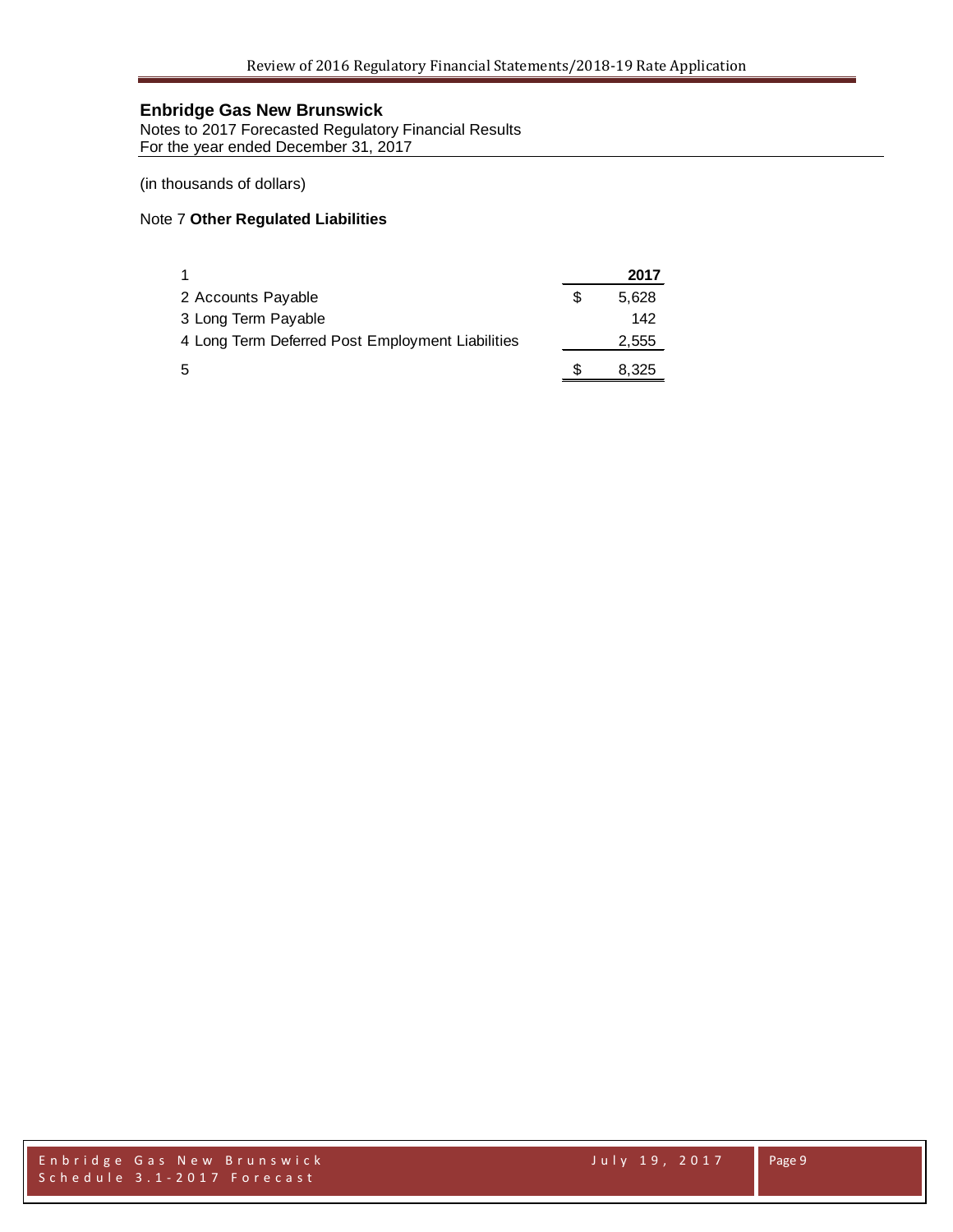## Enbridge Gas New Brunswick

Notes to 2017 Forecasted Regulatory Financial Results
For the year ended December 31, 2017

(in thousands of dollars)

### Note 7 **Other Regulated Liabilities**

| | | 2017 |
|---|---|---|
| 1 | | |
| 2 Accounts Payable | $ | 5,628 |
| 3 Long Term Payable | | 142 |
| 4 Long Term Deferred Post Employment Liabilities | | 2,555 |
| 5 | $ | 8,325 |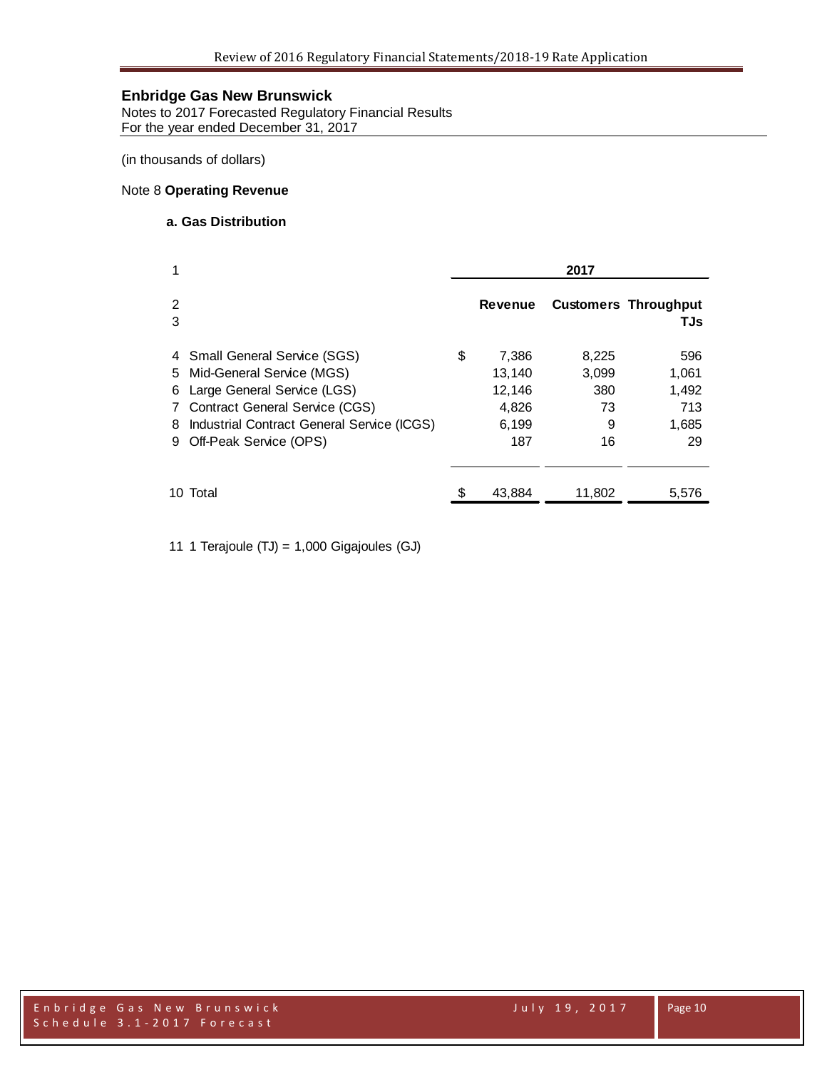## Enbridge Gas New Brunswick

Notes to 2017 Forecasted Regulatory Financial Results
For the year ended December 31, 2017

(in thousands of dollars)

### Note 8 **Operating Revenue**

#### a. Gas Distribution

| | | 2017 | | |
|---|---|---|---|---|
| 1 | | | | |
| 2 | | Revenue | Customers | Throughput |
| 3 | | | | TJs |
| 4 | Small General Service (SGS) | $ 7,386 | 8,225 | 596 |
| 5 | Mid-General Service (MGS) | 13,140 | 3,099 | 1,061 |
| 6 | Large General Service (LGS) | 12,146 | 380 | 1,492 |
| 7 | Contract General Service (CGS) | 4,826 | 73 | 713 |
| 8 | Industrial Contract General Service (ICGS) | 6,199 | 9 | 1,685 |
| 9 | Off-Peak Service (OPS) | 187 | 16 | 29 |
| 10 | Total | $ 43,884 | 11,802 | 5,576 |

11 1 Terajoule (TJ) = 1,000 Gigajoules (GJ)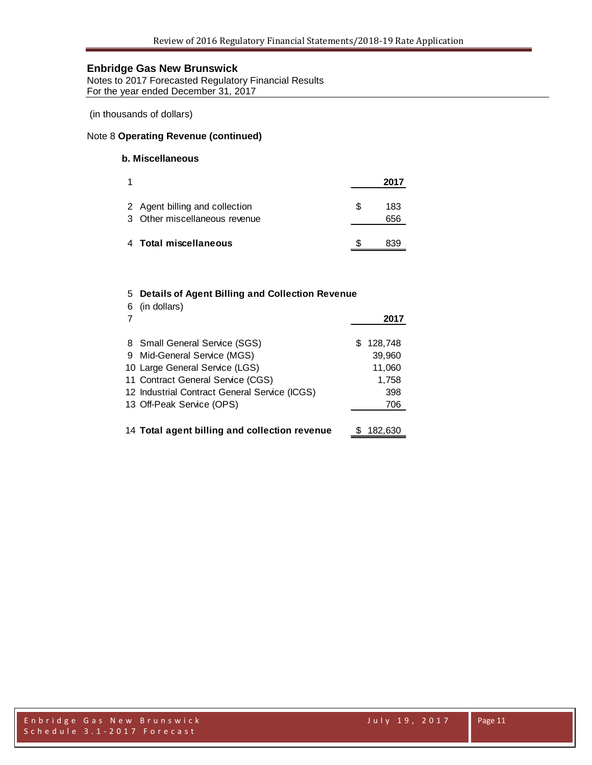## Enbridge Gas New Brunswick

Notes to 2017 Forecasted Regulatory Financial Results
For the year ended December 31, 2017

(in thousands of dollars)

Note 8 **Operating Revenue (continued)**

### b. Miscellaneous

| 1 | | 2017 |
|---|---|---|
| 2 | Agent billing and collection | $ 183 |
| 3 | Other miscellaneous revenue | 656 |
| 4 | **Total miscellaneous** | $ 839 |

| 5 | **Details of Agent Billing and Collection Revenue** | |
|---|---|---|
| 6 | (in dollars) | |
| 7 | | **2017** |
| 8 | Small General Service (SGS) | $ 128,748 |
| 9 | Mid-General Service (MGS) | 39,960 |
| 10 | Large General Service (LGS) | 11,060 |
| 11 | Contract General Service (CGS) | 1,758 |
| 12 | Industrial Contract General Service (ICGS) | 398 |
| 13 | Off-Peak Service (OPS) | 706 |
| 14 | **Total agent billing and collection revenue** | $ 182,630 |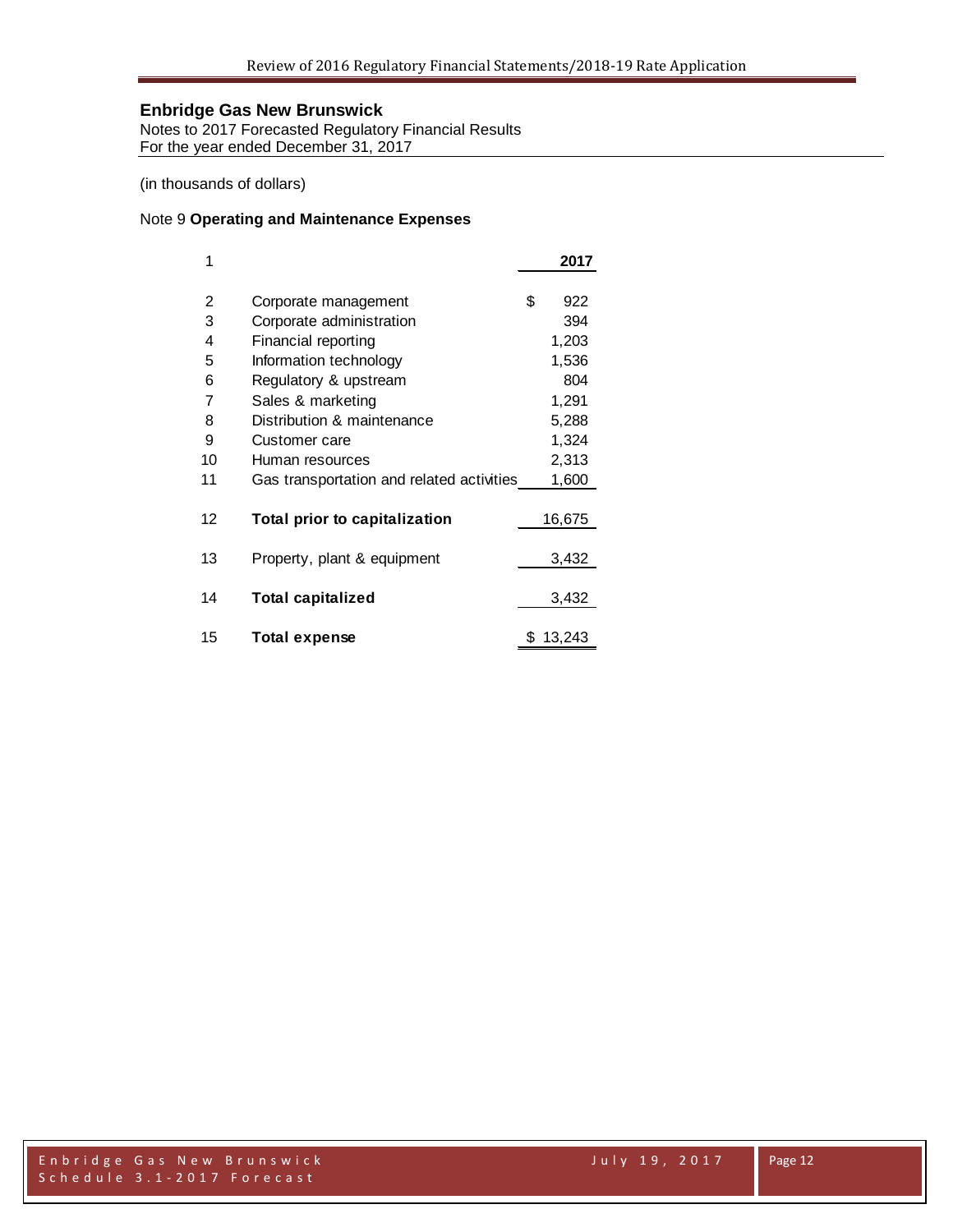**Enbridge Gas New Brunswick**
Notes to 2017 Forecasted Regulatory Financial Results
For the year ended December 31, 2017

(in thousands of dollars)

Note 9 **Operating and Maintenance Expenses**

| 1 | | 2017 |
|---|---|---|
| 2 | Corporate management | $ 922 |
| 3 | Corporate administration | 394 |
| 4 | Financial reporting | 1,203 |
| 5 | Information technology | 1,536 |
| 6 | Regulatory & upstream | 804 |
| 7 | Sales & marketing | 1,291 |
| 8 | Distribution & maintenance | 5,288 |
| 9 | Customer care | 1,324 |
| 10 | Human resources | 2,313 |
| 11 | Gas transportation and related activities | 1,600 |
| 12 | **Total prior to capitalization** | 16,675 |
| 13 | Property, plant & equipment | 3,432 |
| 14 | **Total capitalized** | 3,432 |
| 15 | **Total expense** | $ 13,243 |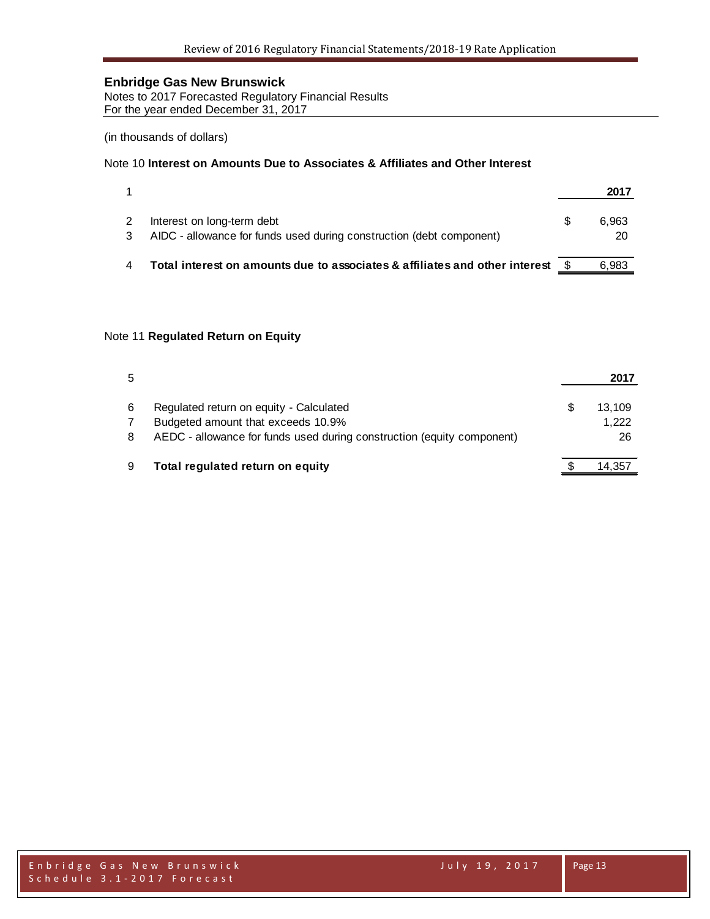## Enbridge Gas New Brunswick

Notes to 2017 Forecasted Regulatory Financial Results
For the year ended December 31, 2017

(in thousands of dollars)

### Note 10 **Interest on Amounts Due to Associates & Affiliates and Other Interest**

| 1 | | | **2017** |
|---|---|---|---|
| 2 | Interest on long-term debt | $ | 6,963 |
| 3 | AIDC - allowance for funds used during construction (debt component) | | 20 |
| 4 | **Total interest on amounts due to associates & affiliates and other interest** | $ | 6,983 |

### Note 11 **Regulated Return on Equity**

| 5 | | | **2017** |
|---|---|---|---|
| 6 | Regulated return on equity - Calculated | $ | 13,109 |
| 7 | Budgeted amount that exceeds 10.9% | | 1,222 |
| 8 | AEDC - allowance for funds used during construction (equity component) | | 26 |
| 9 | **Total regulated return on equity** | $ | 14,357 |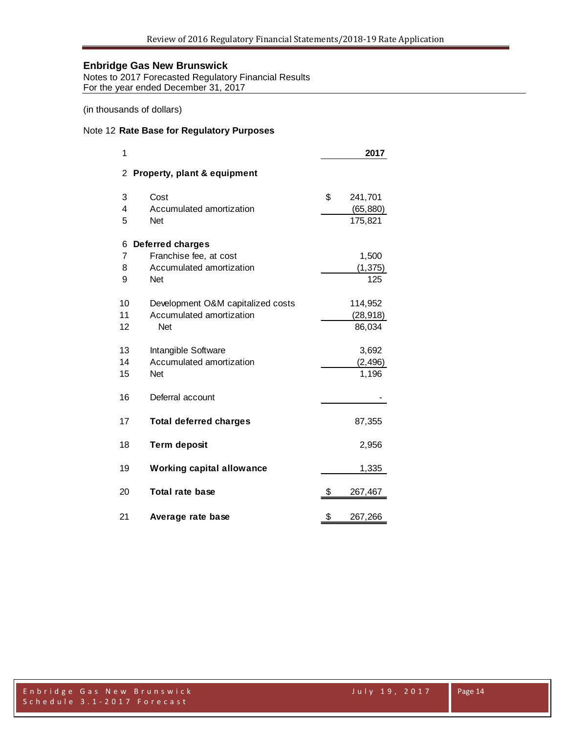**Enbridge Gas New Brunswick**
Notes to 2017 Forecasted Regulatory Financial Results
For the year ended December 31, 2017

(in thousands of dollars)

Note 12 **Rate Base for Regulatory Purposes**

| 1 | | 2017 |
|---|---|---|
| 2 | **Property, plant & equipment** | |
| 3 | Cost | $ 241,701 |
| 4 | Accumulated amortization | (65,880) |
| 5 | Net | 175,821 |
| 6 | **Deferred charges** | |
| 7 | Franchise fee, at cost | 1,500 |
| 8 | Accumulated amortization | (1,375) |
| 9 | Net | 125 |
| 10 | Development O&M capitalized costs | 114,952 |
| 11 | Accumulated amortization | (28,918) |
| 12 | Net | 86,034 |
| 13 | Intangible Software | 3,692 |
| 14 | Accumulated amortization | (2,496) |
| 15 | Net | 1,196 |
| 16 | Deferral account | - |
| 17 | **Total deferred charges** | 87,355 |
| 18 | **Term deposit** | 2,956 |
| 19 | **Working capital allowance** | 1,335 |
| 20 | **Total rate base** | $ 267,467 |
| 21 | **Average rate base** | $ 267,266 |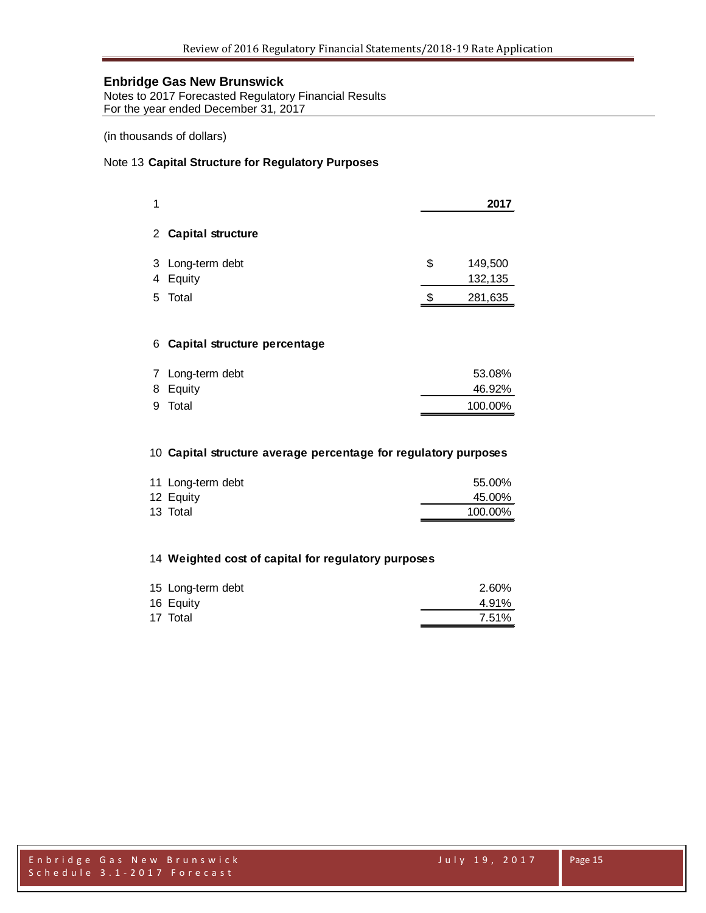**Enbridge Gas New Brunswick**
Notes to 2017 Forecasted Regulatory Financial Results
For the year ended December 31, 2017

(in thousands of dollars)

Note 13 **Capital Structure for Regulatory Purposes**

| 1 | | 2017 |
|---|---|---|
| 2 | **Capital structure** | |
| 3 | Long-term debt | $ 149,500 |
| 4 | Equity | 132,135 |
| 5 | Total | $ 281,635 |
| 6 | **Capital structure percentage** | |
| 7 | Long-term debt | 53.08% |
| 8 | Equity | 46.92% |
| 9 | Total | 100.00% |
| 10 | **Capital structure average percentage for regulatory purposes** | |
| 11 | Long-term debt | 55.00% |
| 12 | Equity | 45.00% |
| 13 | Total | 100.00% |
| 14 | **Weighted cost of capital for regulatory purposes** | |
| 15 | Long-term debt | 2.60% |
| 16 | Equity | 4.91% |
| 17 | Total | 7.51% |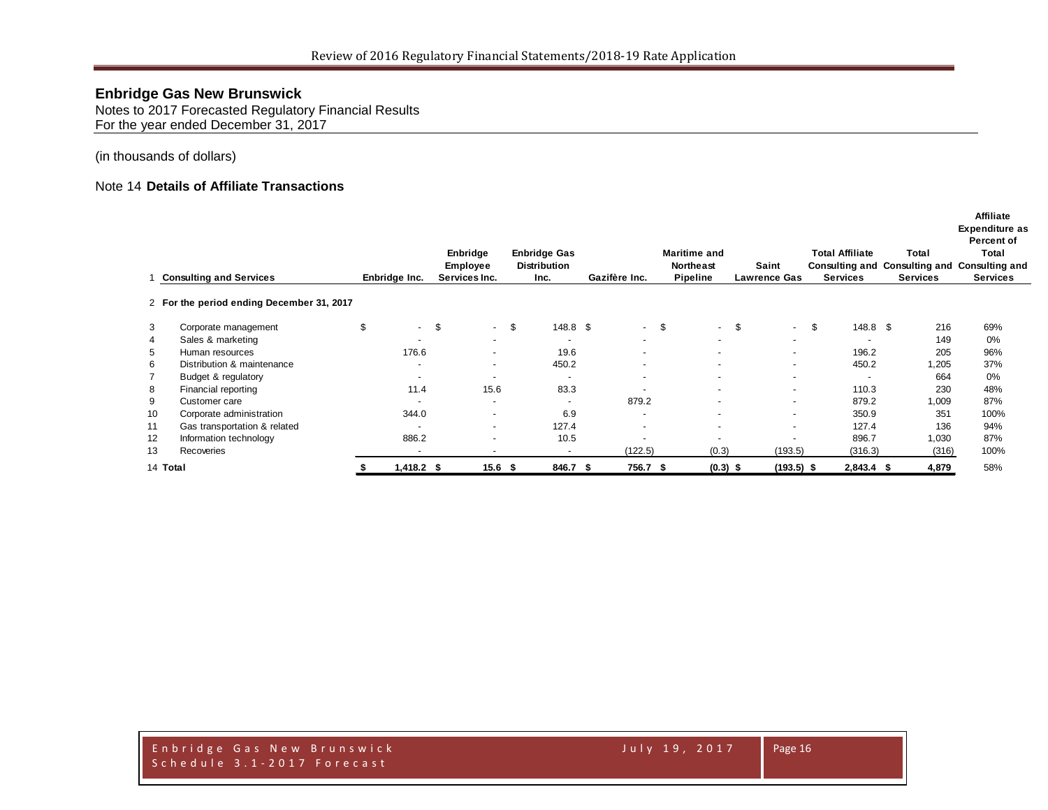## Enbridge Gas New Brunswick

Notes to 2017 Forecasted Regulatory Financial Results
For the year ended December 31, 2017

(in thousands of dollars)

### Note 14 **Details of Affiliate Transactions**

| 1 | Consulting and Services | Enbridge Inc. | Enbridge Employee Services Inc. | Enbridge Gas Distribution Inc. | Gazifère Inc. | Maritime and Northeast Pipeline | Saint Lawrence Gas | Total Affiliate Consulting and Services | Total Consulting and Services | Affiliate Expenditure as Percent of Total Consulting and Services |
|---|---|---|---|---|---|---|---|---|---|---|
| 2 | **For the period ending December 31, 2017** | | | | | | | | | |
| 3 | Corporate management | $ - | $ - | $ 148.8 | $ - | $ - | $ - | $ 148.8 | $ 216 | 69% |
| 4 | Sales & marketing | - | - | - | - | - | - | - | 149 | 0% |
| 5 | Human resources | 176.6 | - | 19.6 | - | - | - | 196.2 | 205 | 96% |
| 6 | Distribution & maintenance | - | - | 450.2 | - | - | - | 450.2 | 1,205 | 37% |
| 7 | Budget & regulatory | - | - | - | - | - | - | - | 664 | 0% |
| 8 | Financial reporting | 11.4 | 15.6 | 83.3 | - | - | - | 110.3 | 230 | 48% |
| 9 | Customer care | - | - | - | 879.2 | - | - | 879.2 | 1,009 | 87% |
| 10 | Corporate administration | 344.0 | - | 6.9 | - | - | - | 350.9 | 351 | 100% |
| 11 | Gas transportation & related | - | - | 127.4 | - | - | - | 127.4 | 136 | 94% |
| 12 | Information technology | 886.2 | - | 10.5 | - | - | - | 896.7 | 1,030 | 87% |
| 13 | Recoveries | - | - | - | (122.5) | (0.3) | (193.5) | (316.3) | (316) | 100% |
| 14 | **Total** | **$ 1,418.2** | **$ 15.6** | **$ 846.7** | **$ 756.7** | **$ (0.3)** | **$ (193.5)** | **$ 2,843.4** | **$ 4,879** | 58% |